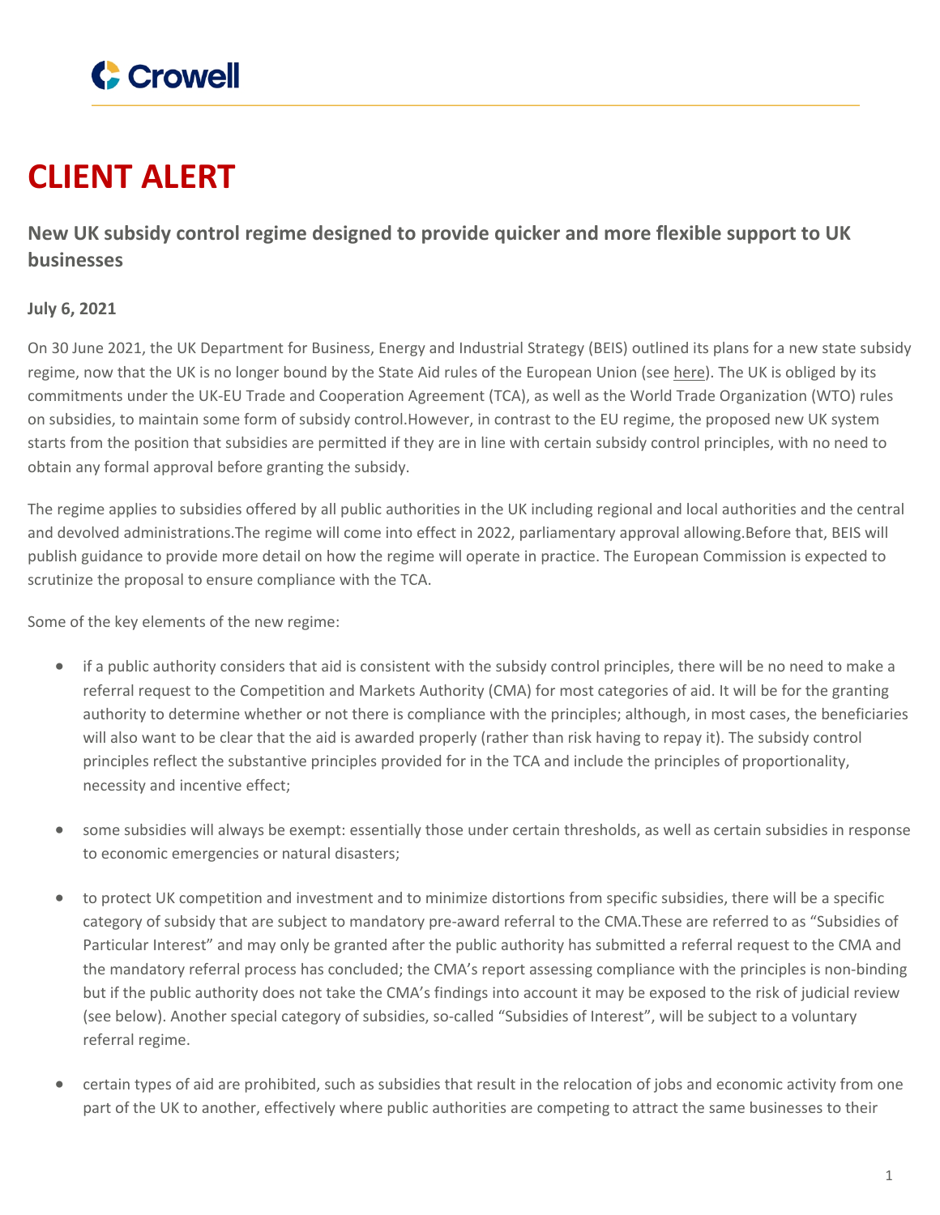# CLIENT ALERT

## New UK subsidy control regime designed to provide quicker and more flexible support to UK businesses

**July 6, 2021**

On 30 June 2021, the UK Department for Business, Energy and Industrial Strategy (BEIS) outlined its plans for a new state subsidy regime, now that the UK is no longer bound by the State Aid rules of the European Union (see here). The UK is obliged by its commitments under the UK-EU Trade and Cooperation Agreement (TCA), as well as the World Trade Organization (WTO) rules on subsidies, to maintain some form of subsidy control.However, in contrast to the EU regime, the proposed new UK system starts from the position that subsidies are permitted if they are in line with certain subsidy control principles, with no need to obtain any formal approval before granting the subsidy.

The regime applies to subsidies offered by all public authorities in the UK including regional and local authorities and the central and devolved administrations.The regime will come into effect in 2022, parliamentary approval allowing.Before that, BEIS will publish guidance to provide more detail on how the regime will operate in practice. The European Commission is expected to scrutinize the proposal to ensure compliance with the TCA.

Some of the key elements of the new regime:

- if a public authority considers that aid is consistent with the subsidy control principles, there will be no need to make a referral request to the Competition and Markets Authority (CMA) for most categories of aid. It will be for the granting authority to determine whether or not there is compliance with the principles; although, in most cases, the beneficiaries will also want to be clear that the aid is awarded properly (rather than risk having to repay it). The subsidy control principles reflect the substantive principles provided for in the TCA and include the principles of proportionality, necessity and incentive effect;

- some subsidies will always be exempt: essentially those under certain thresholds, as well as certain subsidies in response to economic emergencies or natural disasters;

- to protect UK competition and investment and to minimize distortions from specific subsidies, there will be a specific category of subsidy that are subject to mandatory pre-award referral to the CMA.These are referred to as "Subsidies of Particular Interest" and may only be granted after the public authority has submitted a referral request to the CMA and the mandatory referral process has concluded; the CMA's report assessing compliance with the principles is non-binding but if the public authority does not take the CMA's findings into account it may be exposed to the risk of judicial review (see below). Another special category of subsidies, so-called "Subsidies of Interest", will be subject to a voluntary referral regime.

- certain types of aid are prohibited, such as subsidies that result in the relocation of jobs and economic activity from one part of the UK to another, effectively where public authorities are competing to attract the same businesses to their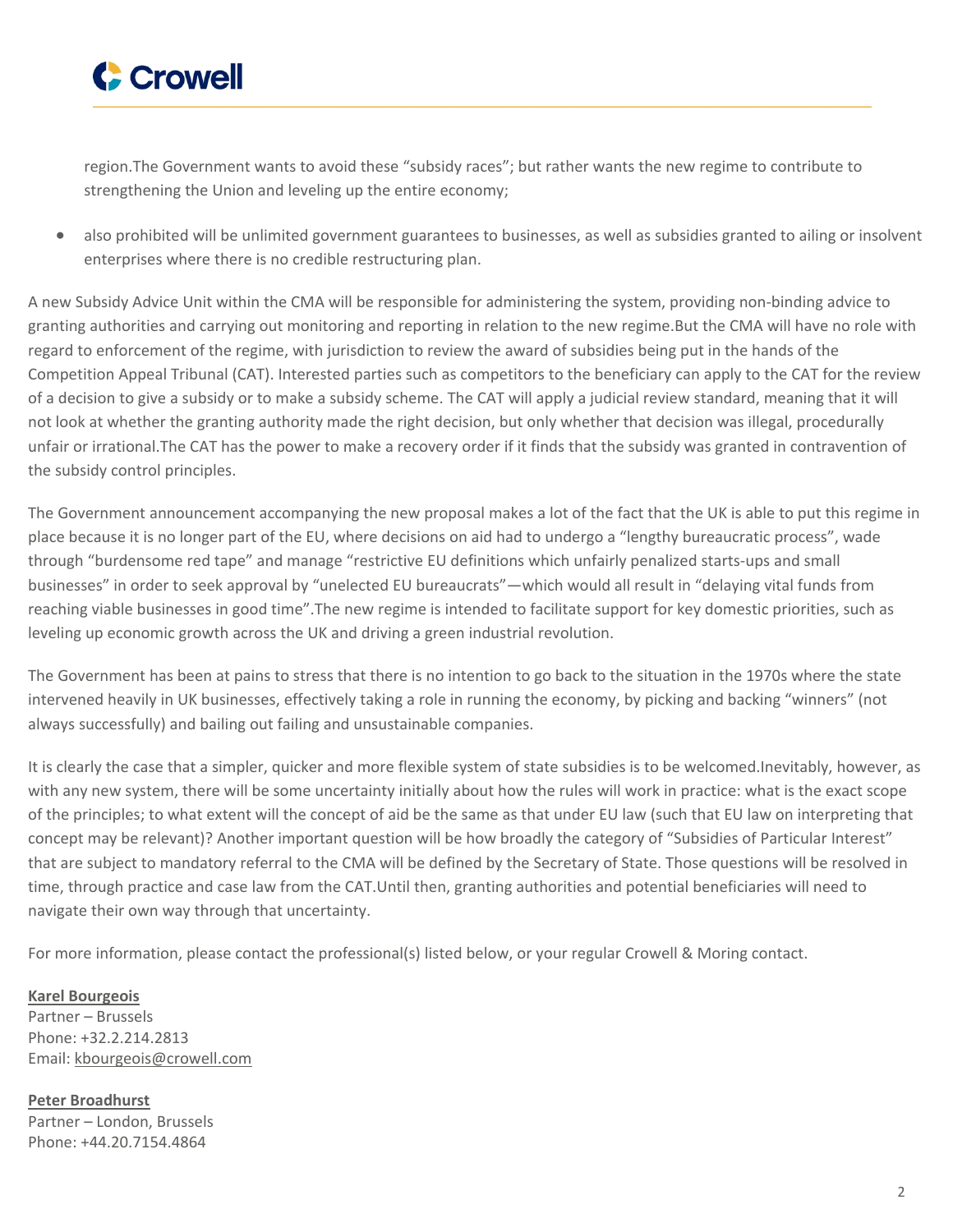region.The Government wants to avoid these "subsidy races"; but rather wants the new regime to contribute to strengthening the Union and leveling up the entire economy;

- also prohibited will be unlimited government guarantees to businesses, as well as subsidies granted to ailing or insolvent enterprises where there is no credible restructuring plan.

A new Subsidy Advice Unit within the CMA will be responsible for administering the system, providing non-binding advice to granting authorities and carrying out monitoring and reporting in relation to the new regime.But the CMA will have no role with regard to enforcement of the regime, with jurisdiction to review the award of subsidies being put in the hands of the Competition Appeal Tribunal (CAT). Interested parties such as competitors to the beneficiary can apply to the CAT for the review of a decision to give a subsidy or to make a subsidy scheme. The CAT will apply a judicial review standard, meaning that it will not look at whether the granting authority made the right decision, but only whether that decision was illegal, procedurally unfair or irrational.The CAT has the power to make a recovery order if it finds that the subsidy was granted in contravention of the subsidy control principles.

The Government announcement accompanying the new proposal makes a lot of the fact that the UK is able to put this regime in place because it is no longer part of the EU, where decisions on aid had to undergo a "lengthy bureaucratic process", wade through "burdensome red tape" and manage "restrictive EU definitions which unfairly penalized starts-ups and small businesses" in order to seek approval by "unelected EU bureaucrats"—which would all result in "delaying vital funds from reaching viable businesses in good time".The new regime is intended to facilitate support for key domestic priorities, such as leveling up economic growth across the UK and driving a green industrial revolution.

The Government has been at pains to stress that there is no intention to go back to the situation in the 1970s where the state intervened heavily in UK businesses, effectively taking a role in running the economy, by picking and backing "winners" (not always successfully) and bailing out failing and unsustainable companies.

It is clearly the case that a simpler, quicker and more flexible system of state subsidies is to be welcomed.Inevitably, however, as with any new system, there will be some uncertainty initially about how the rules will work in practice: what is the exact scope of the principles; to what extent will the concept of aid be the same as that under EU law (such that EU law on interpreting that concept may be relevant)? Another important question will be how broadly the category of "Subsidies of Particular Interest" that are subject to mandatory referral to the CMA will be defined by the Secretary of State. Those questions will be resolved in time, through practice and case law from the CAT.Until then, granting authorities and potential beneficiaries will need to navigate their own way through that uncertainty.

For more information, please contact the professional(s) listed below, or your regular Crowell & Moring contact.

**Karel Bourgeois**
Partner – Brussels
Phone: +32.2.214.2813
Email: kbourgeois@crowell.com

**Peter Broadhurst**
Partner – London, Brussels
Phone: +44.20.7154.4864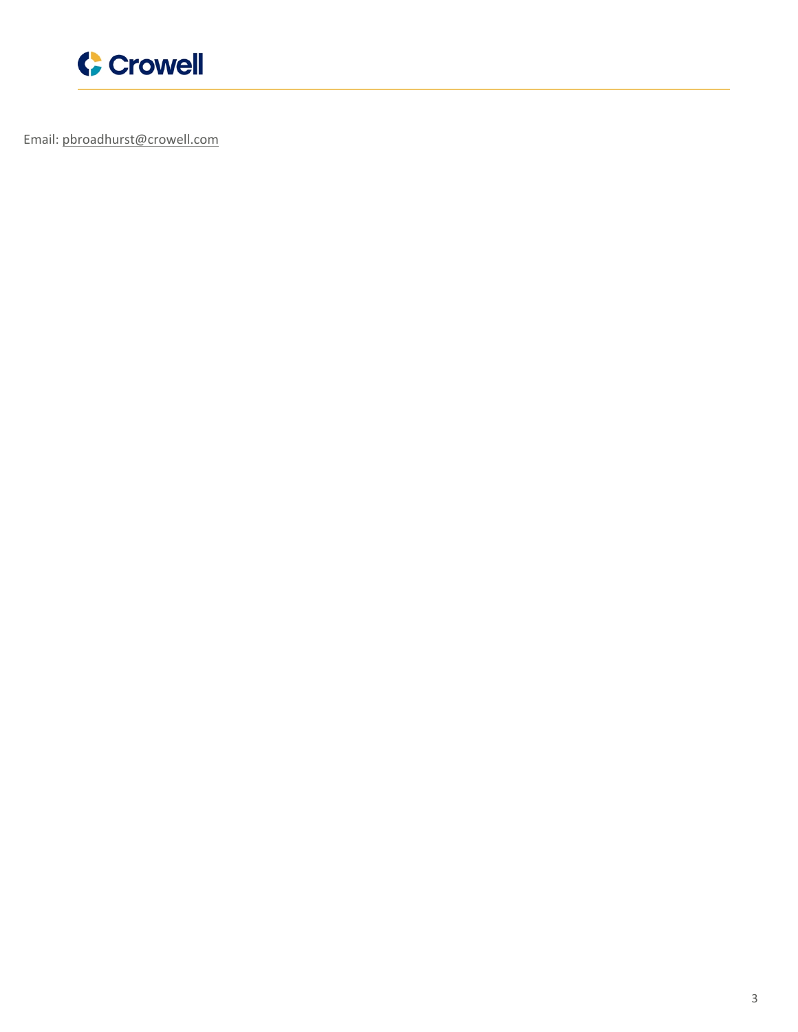Email: pbroadhurst@crowell.com